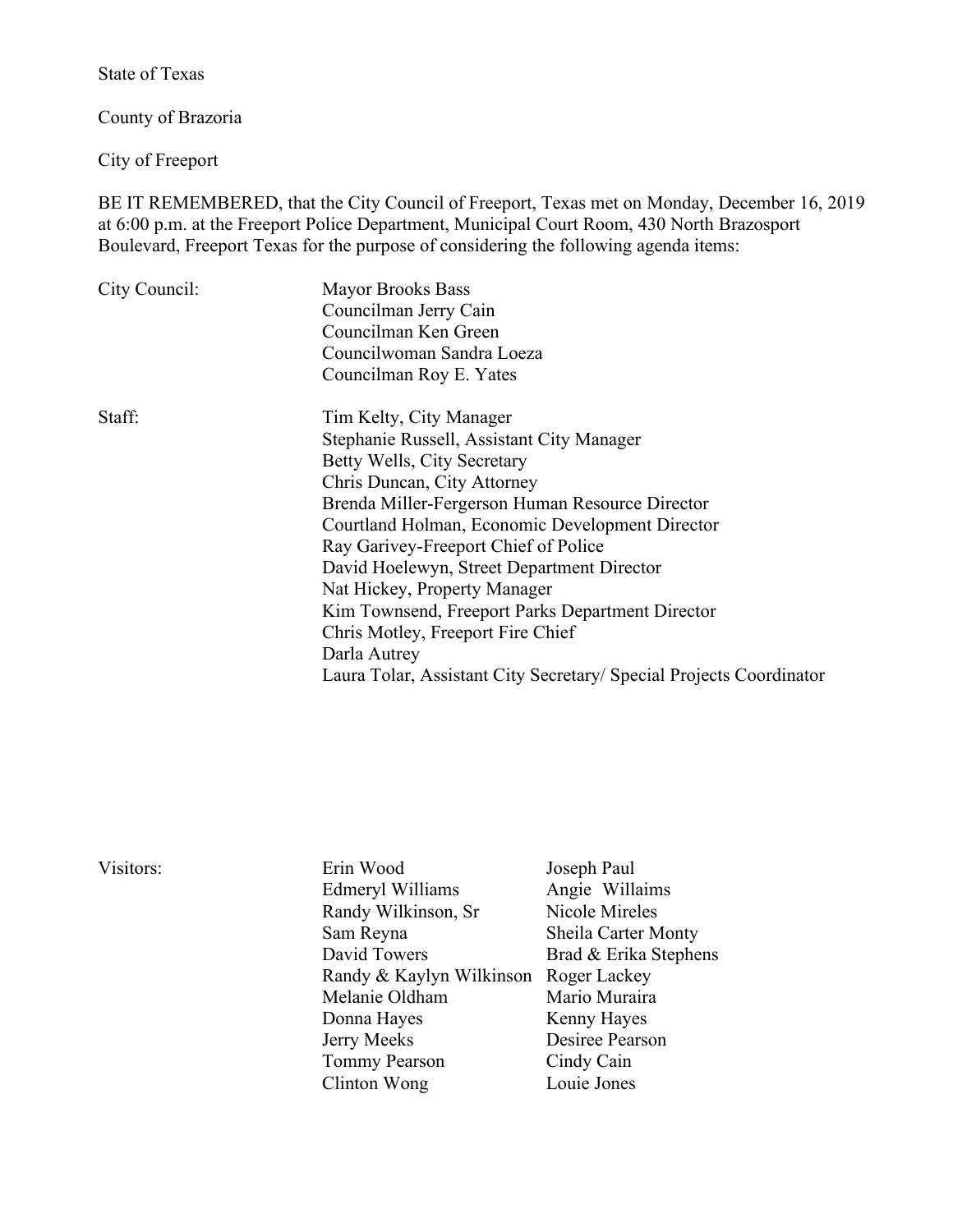State of Texas

County of Brazoria

City of Freeport

BE IT REMEMBERED, that the City Council of Freeport, Texas met on Monday, December 16, 2019 at 6:00 p.m. at the Freeport Police Department, Municipal Court Room, 430 North Brazosport Boulevard, Freeport Texas for the purpose of considering the following agenda items:

City Council:

Mayor Brooks Bass
Councilman Jerry Cain
Councilman Ken Green
Councilwoman Sandra Loeza
Councilman Roy E. Yates

Staff:

Tim Kelty, City Manager
Stephanie Russell, Assistant City Manager
Betty Wells, City Secretary
Chris Duncan, City Attorney
Brenda Miller-Fergerson Human Resource Director
Courtland Holman, Economic Development Director
Ray Garivey-Freeport Chief of Police
David Hoelewyn, Street Department Director
Nat Hickey, Property Manager
Kim Townsend, Freeport Parks Department Director
Chris Motley, Freeport Fire Chief
Darla Autrey
Laura Tolar, Assistant City Secretary/ Special Projects Coordinator

Visitors:

Erin Wood
Edmeryl Williams
Randy Wilkinson, Sr
Sam Reyna
David Towers
Randy & Kaylyn Wilkinson
Melanie Oldham
Donna Hayes
Jerry Meeks
Tommy Pearson
Clinton Wong
Joseph Paul
Angie Willaims
Nicole Mireles
Sheila Carter Monty
Brad & Erika Stephens
Roger Lackey
Mario Muraira
Kenny Hayes
Desiree Pearson
Cindy Cain
Louie Jones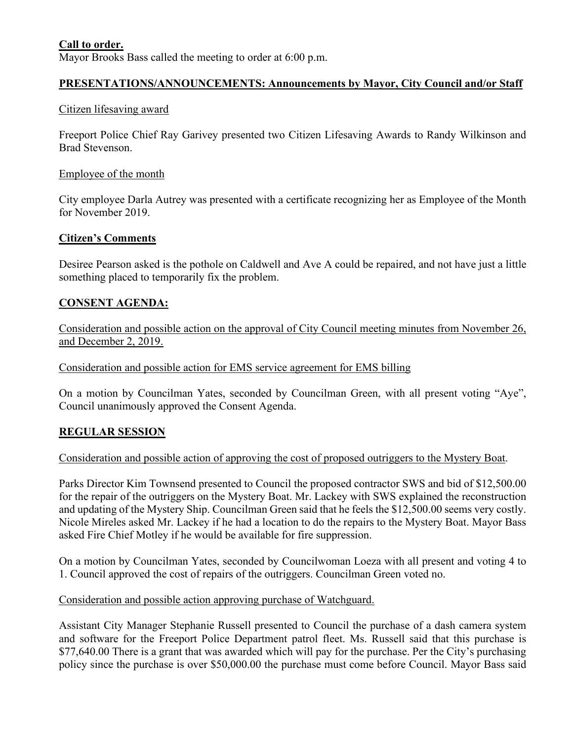**Call to order.**
Mayor Brooks Bass called the meeting to order at 6:00 p.m.

**PRESENTATIONS/ANNOUNCEMENTS: Announcements by Mayor, City Council and/or Staff**

Citizen lifesaving award

Freeport Police Chief Ray Garivey presented two Citizen Lifesaving Awards to Randy Wilkinson and Brad Stevenson.

Employee of the month

City employee Darla Autrey was presented with a certificate recognizing her as Employee of the Month for November 2019.

**Citizen's Comments**

Desiree Pearson asked is the pothole on Caldwell and Ave A could be repaired, and not have just a little something placed to temporarily fix the problem.

**CONSENT AGENDA:**

Consideration and possible action on the approval of City Council meeting minutes from November 26, and December 2, 2019.

Consideration and possible action for EMS service agreement for EMS billing

On a motion by Councilman Yates, seconded by Councilman Green, with all present voting "Aye", Council unanimously approved the Consent Agenda.

**REGULAR SESSION**

Consideration and possible action of approving the cost of proposed outriggers to the Mystery Boat.

Parks Director Kim Townsend presented to Council the proposed contractor SWS and bid of $12,500.00 for the repair of the outriggers on the Mystery Boat. Mr. Lackey with SWS explained the reconstruction and updating of the Mystery Ship. Councilman Green said that he feels the $12,500.00 seems very costly. Nicole Mireles asked Mr. Lackey if he had a location to do the repairs to the Mystery Boat. Mayor Bass asked Fire Chief Motley if he would be available for fire suppression.

On a motion by Councilman Yates, seconded by Councilwoman Loeza with all present and voting 4 to 1. Council approved the cost of repairs of the outriggers. Councilman Green voted no.

Consideration and possible action approving purchase of Watchguard.

Assistant City Manager Stephanie Russell presented to Council the purchase of a dash camera system and software for the Freeport Police Department patrol fleet. Ms. Russell said that this purchase is $77,640.00 There is a grant that was awarded which will pay for the purchase. Per the City's purchasing policy since the purchase is over $50,000.00 the purchase must come before Council. Mayor Bass said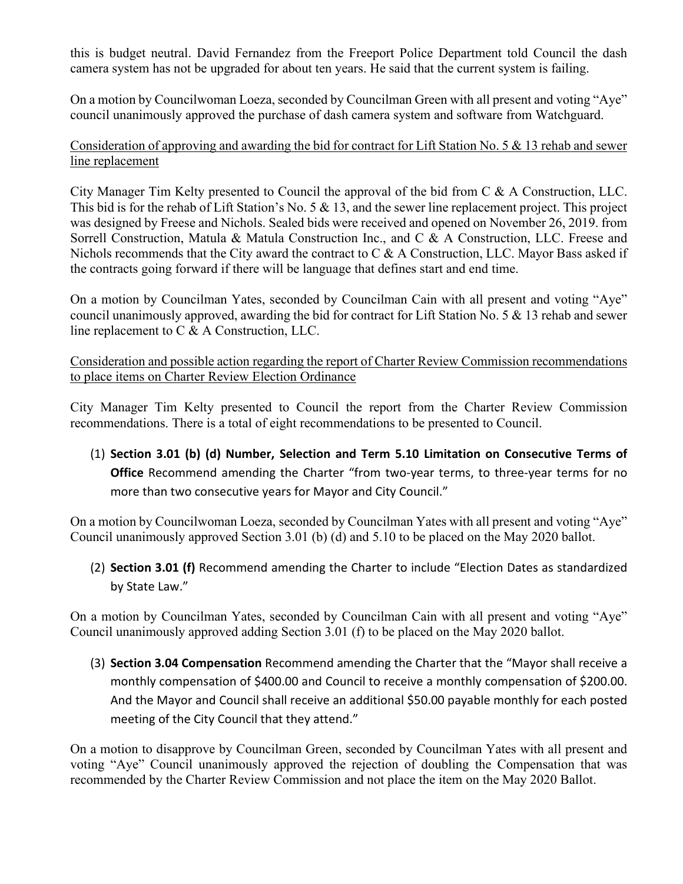this is budget neutral. David Fernandez from the Freeport Police Department told Council the dash camera system has not be upgraded for about ten years. He said that the current system is failing.

On a motion by Councilwoman Loeza, seconded by Councilman Green with all present and voting "Aye" council unanimously approved the purchase of dash camera system and software from Watchguard.

<u>Consideration of approving and awarding the bid for contract for Lift Station No. 5 & 13 rehab and sewer line replacement</u>

City Manager Tim Kelty presented to Council the approval of the bid from C & A Construction, LLC. This bid is for the rehab of Lift Station's No. 5 & 13, and the sewer line replacement project. This project was designed by Freese and Nichols. Sealed bids were received and opened on November 26, 2019. from Sorrell Construction, Matula & Matula Construction Inc., and C & A Construction, LLC. Freese and Nichols recommends that the City award the contract to C & A Construction, LLC. Mayor Bass asked if the contracts going forward if there will be language that defines start and end time.

On a motion by Councilman Yates, seconded by Councilman Cain with all present and voting "Aye" council unanimously approved, awarding the bid for contract for Lift Station No. 5 & 13 rehab and sewer line replacement to C & A Construction, LLC.

<u>Consideration and possible action regarding the report of Charter Review Commission recommendations to place items on Charter Review Election Ordinance</u>

City Manager Tim Kelty presented to Council the report from the Charter Review Commission recommendations. There is a total of eight recommendations to be presented to Council.

(1) **Section 3.01 (b) (d) Number, Selection and Term 5.10 Limitation on Consecutive Terms of Office** Recommend amending the Charter "from two-year terms, to three-year terms for no more than two consecutive years for Mayor and City Council."

On a motion by Councilwoman Loeza, seconded by Councilman Yates with all present and voting "Aye" Council unanimously approved Section 3.01 (b) (d) and 5.10 to be placed on the May 2020 ballot.

(2) **Section 3.01 (f)** Recommend amending the Charter to include "Election Dates as standardized by State Law."

On a motion by Councilman Yates, seconded by Councilman Cain with all present and voting "Aye" Council unanimously approved adding Section 3.01 (f) to be placed on the May 2020 ballot.

(3) **Section 3.04 Compensation** Recommend amending the Charter that the "Mayor shall receive a monthly compensation of $400.00 and Council to receive a monthly compensation of $200.00. And the Mayor and Council shall receive an additional $50.00 payable monthly for each posted meeting of the City Council that they attend."

On a motion to disapprove by Councilman Green, seconded by Councilman Yates with all present and voting "Aye" Council unanimously approved the rejection of doubling the Compensation that was recommended by the Charter Review Commission and not place the item on the May 2020 Ballot.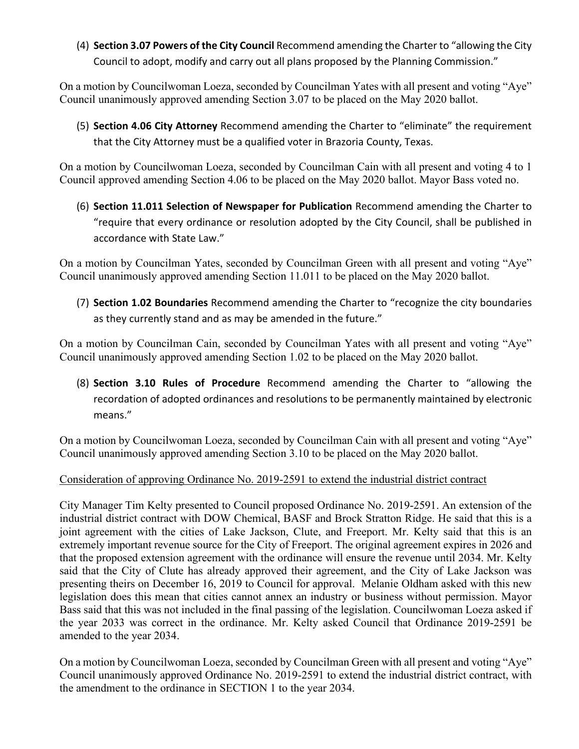(4) **Section 3.07 Powers of the City Council** Recommend amending the Charter to "allowing the City Council to adopt, modify and carry out all plans proposed by the Planning Commission."

On a motion by Councilwoman Loeza, seconded by Councilman Yates with all present and voting "Aye" Council unanimously approved amending Section 3.07 to be placed on the May 2020 ballot.

(5) **Section 4.06 City Attorney** Recommend amending the Charter to "eliminate" the requirement that the City Attorney must be a qualified voter in Brazoria County, Texas.

On a motion by Councilwoman Loeza, seconded by Councilman Cain with all present and voting 4 to 1 Council approved amending Section 4.06 to be placed on the May 2020 ballot. Mayor Bass voted no.

(6) **Section 11.011 Selection of Newspaper for Publication** Recommend amending the Charter to "require that every ordinance or resolution adopted by the City Council, shall be published in accordance with State Law."

On a motion by Councilman Yates, seconded by Councilman Green with all present and voting "Aye" Council unanimously approved amending Section 11.011 to be placed on the May 2020 ballot.

(7) **Section 1.02 Boundaries** Recommend amending the Charter to "recognize the city boundaries as they currently stand and as may be amended in the future."

On a motion by Councilman Cain, seconded by Councilman Yates with all present and voting "Aye" Council unanimously approved amending Section 1.02 to be placed on the May 2020 ballot.

(8) **Section 3.10 Rules of Procedure** Recommend amending the Charter to "allowing the recordation of adopted ordinances and resolutions to be permanently maintained by electronic means."

On a motion by Councilwoman Loeza, seconded by Councilman Cain with all present and voting "Aye" Council unanimously approved amending Section 3.10 to be placed on the May 2020 ballot.

Consideration of approving Ordinance No. 2019-2591 to extend the industrial district contract

City Manager Tim Kelty presented to Council proposed Ordinance No. 2019-2591. An extension of the industrial district contract with DOW Chemical, BASF and Brock Stratton Ridge. He said that this is a joint agreement with the cities of Lake Jackson, Clute, and Freeport. Mr. Kelty said that this is an extremely important revenue source for the City of Freeport. The original agreement expires in 2026 and that the proposed extension agreement with the ordinance will ensure the revenue until 2034. Mr. Kelty said that the City of Clute has already approved their agreement, and the City of Lake Jackson was presenting theirs on December 16, 2019 to Council for approval. Melanie Oldham asked with this new legislation does this mean that cities cannot annex an industry or business without permission. Mayor Bass said that this was not included in the final passing of the legislation. Councilwoman Loeza asked if the year 2033 was correct in the ordinance. Mr. Kelty asked Council that Ordinance 2019-2591 be amended to the year 2034.

On a motion by Councilwoman Loeza, seconded by Councilman Green with all present and voting "Aye" Council unanimously approved Ordinance No. 2019-2591 to extend the industrial district contract, with the amendment to the ordinance in SECTION 1 to the year 2034.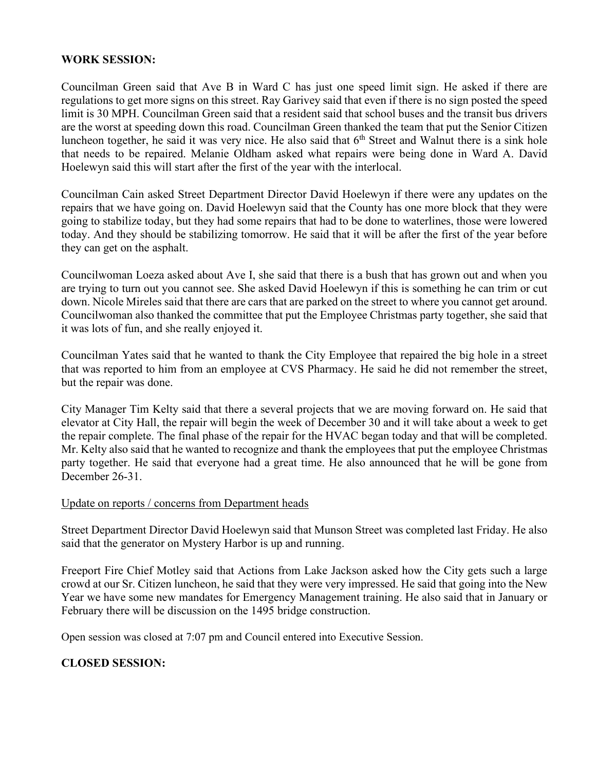**WORK SESSION:**

Councilman Green said that Ave B in Ward C has just one speed limit sign. He asked if there are regulations to get more signs on this street. Ray Garivey said that even if there is no sign posted the speed limit is 30 MPH. Councilman Green said that a resident said that school buses and the transit bus drivers are the worst at speeding down this road. Councilman Green thanked the team that put the Senior Citizen luncheon together, he said it was very nice. He also said that 6th Street and Walnut there is a sink hole that needs to be repaired. Melanie Oldham asked what repairs were being done in Ward A. David Hoelewyn said this will start after the first of the year with the interlocal.

Councilman Cain asked Street Department Director David Hoelewyn if there were any updates on the repairs that we have going on. David Hoelewyn said that the County has one more block that they were going to stabilize today, but they had some repairs that had to be done to waterlines, those were lowered today. And they should be stabilizing tomorrow. He said that it will be after the first of the year before they can get on the asphalt.

Councilwoman Loeza asked about Ave I, she said that there is a bush that has grown out and when you are trying to turn out you cannot see. She asked David Hoelewyn if this is something he can trim or cut down. Nicole Mireles said that there are cars that are parked on the street to where you cannot get around. Councilwoman also thanked the committee that put the Employee Christmas party together, she said that it was lots of fun, and she really enjoyed it.

Councilman Yates said that he wanted to thank the City Employee that repaired the big hole in a street that was reported to him from an employee at CVS Pharmacy. He said he did not remember the street, but the repair was done.

City Manager Tim Kelty said that there a several projects that we are moving forward on. He said that elevator at City Hall, the repair will begin the week of December 30 and it will take about a week to get the repair complete. The final phase of the repair for the HVAC began today and that will be completed. Mr. Kelty also said that he wanted to recognize and thank the employees that put the employee Christmas party together. He said that everyone had a great time. He also announced that he will be gone from December 26-31.

Update on reports / concerns from Department heads

Street Department Director David Hoelewyn said that Munson Street was completed last Friday. He also said that the generator on Mystery Harbor is up and running.

Freeport Fire Chief Motley said that Actions from Lake Jackson asked how the City gets such a large crowd at our Sr. Citizen luncheon, he said that they were very impressed. He said that going into the New Year we have some new mandates for Emergency Management training. He also said that in January or February there will be discussion on the 1495 bridge construction.

Open session was closed at 7:07 pm and Council entered into Executive Session.

**CLOSED SESSION:**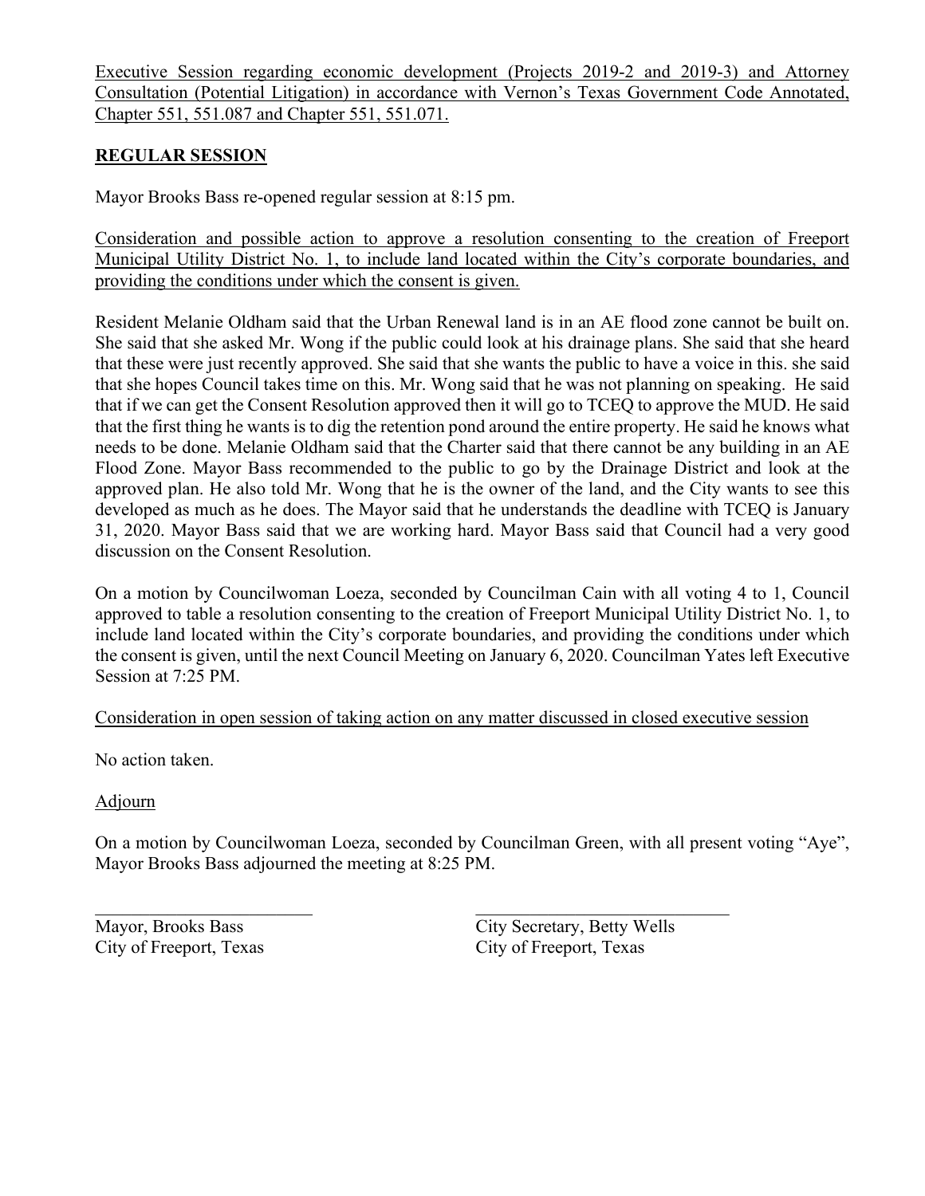Executive Session regarding economic development (Projects 2019-2 and 2019-3) and Attorney Consultation (Potential Litigation) in accordance with Vernon's Texas Government Code Annotated, Chapter 551, 551.087 and Chapter 551, 551.071.

**REGULAR SESSION**

Mayor Brooks Bass re-opened regular session at 8:15 pm.

Consideration and possible action to approve a resolution consenting to the creation of Freeport Municipal Utility District No. 1, to include land located within the City's corporate boundaries, and providing the conditions under which the consent is given.

Resident Melanie Oldham said that the Urban Renewal land is in an AE flood zone cannot be built on. She said that she asked Mr. Wong if the public could look at his drainage plans. She said that she heard that these were just recently approved. She said that she wants the public to have a voice in this. she said that she hopes Council takes time on this. Mr. Wong said that he was not planning on speaking. He said that if we can get the Consent Resolution approved then it will go to TCEQ to approve the MUD. He said that the first thing he wants is to dig the retention pond around the entire property. He said he knows what needs to be done. Melanie Oldham said that the Charter said that there cannot be any building in an AE Flood Zone. Mayor Bass recommended to the public to go by the Drainage District and look at the approved plan. He also told Mr. Wong that he is the owner of the land, and the City wants to see this developed as much as he does. The Mayor said that he understands the deadline with TCEQ is January 31, 2020. Mayor Bass said that we are working hard. Mayor Bass said that Council had a very good discussion on the Consent Resolution.

On a motion by Councilwoman Loeza, seconded by Councilman Cain with all voting 4 to 1, Council approved to table a resolution consenting to the creation of Freeport Municipal Utility District No. 1, to include land located within the City's corporate boundaries, and providing the conditions under which the consent is given, until the next Council Meeting on January 6, 2020. Councilman Yates left Executive Session at 7:25 PM.

Consideration in open session of taking action on any matter discussed in closed executive session

No action taken.

Adjourn

On a motion by Councilwoman Loeza, seconded by Councilman Green, with all present voting "Aye", Mayor Brooks Bass adjourned the meeting at 8:25 PM.

| | |
|---|---|
| Mayor, Brooks Bass | City Secretary, Betty Wells |
| City of Freeport, Texas | City of Freeport, Texas |